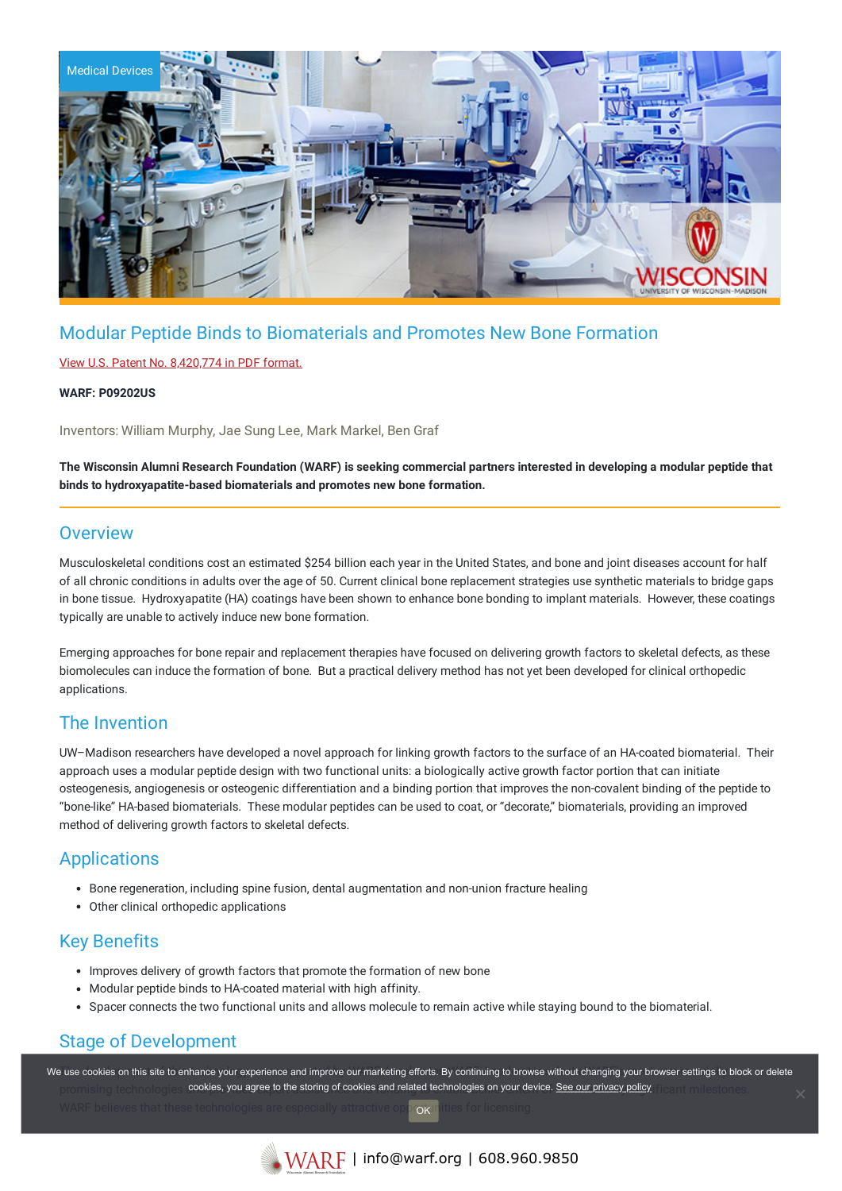Medical Devices

# Modular Peptide Binds to Biomaterials and Promotes New Bone Formation

View U.S. Patent No. 8,420,774 in PDF format.

**WARF: P09202US**

Inventors: William Murphy, Jae Sung Lee, Mark Markel, Ben Graf

**The Wisconsin Alumni Research Foundation (WARF) is seeking commercial partners interested in developing a modular peptide that binds to hydroxyapatite-based biomaterials and promotes new bone formation.**

## Overview

Musculoskeletal conditions cost an estimated $254 billion each year in the United States, and bone and joint diseases account for half of all chronic conditions in adults over the age of 50. Current clinical bone replacement strategies use synthetic materials to bridge gaps in bone tissue. Hydroxyapatite (HA) coatings have been shown to enhance bone bonding to implant materials. However, these coatings typically are unable to actively induce new bone formation.

Emerging approaches for bone repair and replacement therapies have focused on delivering growth factors to skeletal defects, as these biomolecules can induce the formation of bone. But a practical delivery method has not yet been developed for clinical orthopedic applications.

## The Invention

UW–Madison researchers have developed a novel approach for linking growth factors to the surface of an HA-coated biomaterial. Their approach uses a modular peptide design with two functional units: a biologically active growth factor portion that can initiate osteogenesis, angiogenesis or osteogenic differentiation and a binding portion that improves the non-covalent binding of the peptide to "bone-like" HA-based biomaterials. These modular peptides can be used to coat, or "decorate," biomaterials, providing an improved method of delivering growth factors to skeletal defects.

## Applications

- Bone regeneration, including spine fusion, dental augmentation and non-union fracture healing
- Other clinical orthopedic applications

## Key Benefits

- Improves delivery of growth factors that promote the formation of new bone
- Modular peptide binds to HA-coated material with high affinity.
- Spacer connects the two functional units and allows molecule to remain active while staying bound to the biomaterial.

## Stage of Development

We use cookies on this site to enhance your experience and improve our marketing efforts. By continuing to browse without changing your browser settings to block or delete cookies, you agree to the storing of cookies and related technologies on your device. See our privacy policy

promising technologies ... ficant milestones. WARF believes that these technologies are especially attractive op... ities for licensing.

OK

WARF | info@warf.org | 608.960.9850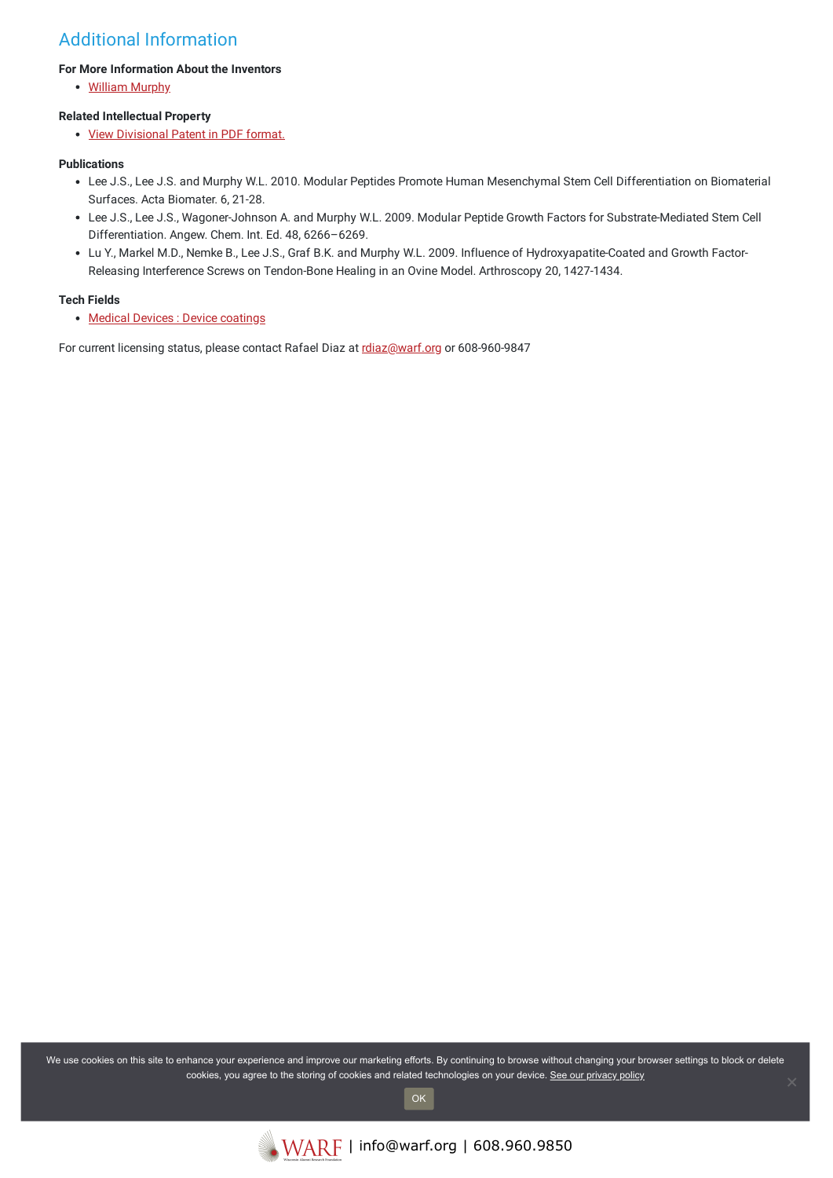## Additional Information

**For More Information About the Inventors**

- William Murphy

**Related Intellectual Property**

- View Divisional Patent in PDF format.

**Publications**

- Lee J.S., Lee J.S. and Murphy W.L. 2010. Modular Peptides Promote Human Mesenchymal Stem Cell Differentiation on Biomaterial Surfaces. Acta Biomater. 6, 21-28.
- Lee J.S., Lee J.S., Wagoner-Johnson A. and Murphy W.L. 2009. Modular Peptide Growth Factors for Substrate-Mediated Stem Cell Differentiation. Angew. Chem. Int. Ed. 48, 6266–6269.
- Lu Y., Markel M.D., Nemke B., Lee J.S., Graf B.K. and Murphy W.L. 2009. Influence of Hydroxyapatite-Coated and Growth Factor-Releasing Interference Screws on Tendon-Bone Healing in an Ovine Model. Arthroscopy 20, 1427-1434.

**Tech Fields**

- Medical Devices : Device coatings

For current licensing status, please contact Rafael Diaz at rdiaz@warf.org or 608-960-9847

We use cookies on this site to enhance your experience and improve our marketing efforts. By continuing to browse without changing your browser settings to block or delete cookies, you agree to the storing of cookies and related technologies on your device. See our privacy policy

OK

WARF | info@warf.org | 608.960.9850